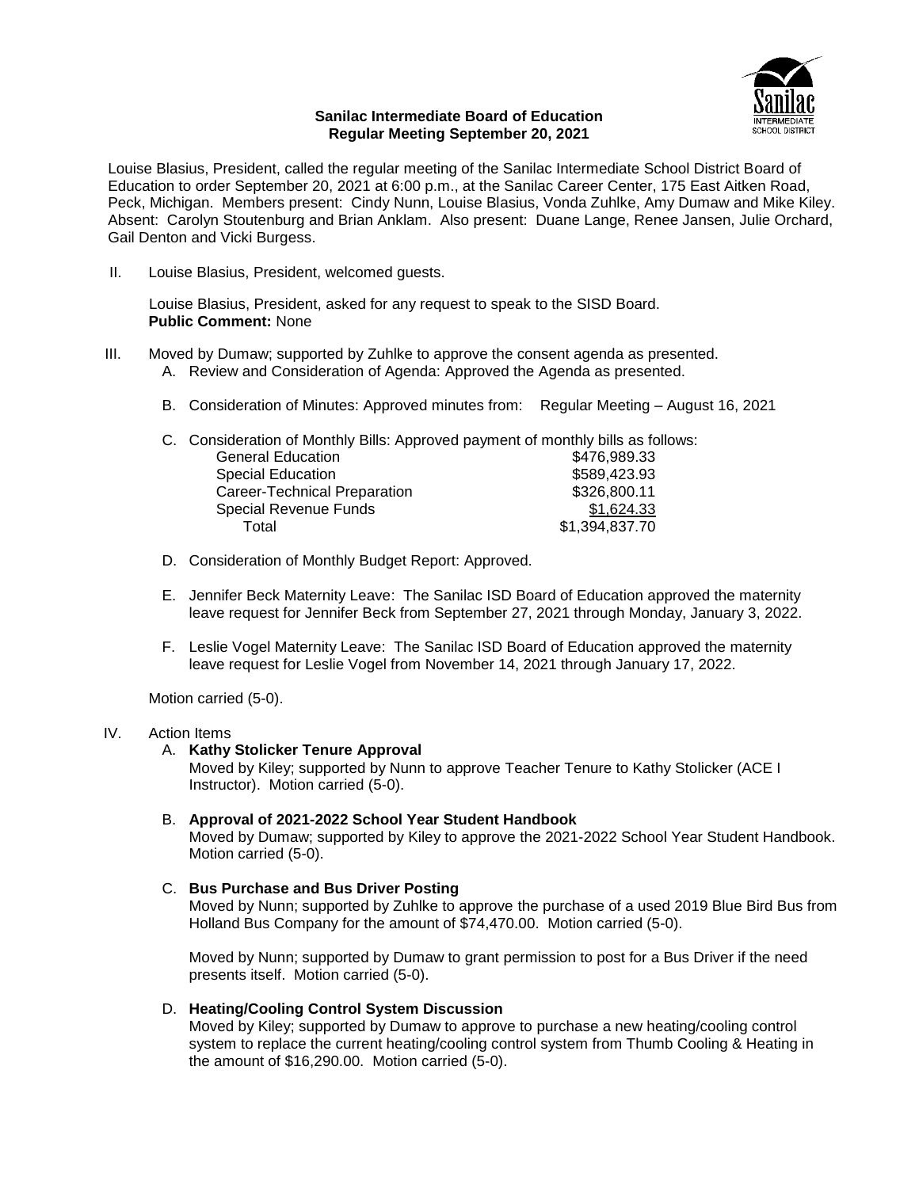**Sanilac Intermediate Board of Education**
**Regular Meeting September 20, 2021**

Louise Blasius, President, called the regular meeting of the Sanilac Intermediate School District Board of Education to order September 20, 2021 at 6:00 p.m., at the Sanilac Career Center, 175 East Aitken Road, Peck, Michigan. Members present: Cindy Nunn, Louise Blasius, Vonda Zuhlke, Amy Dumaw and Mike Kiley. Absent: Carolyn Stoutenburg and Brian Anklam. Also present: Duane Lange, Renee Jansen, Julie Orchard, Gail Denton and Vicki Burgess.

II. Louise Blasius, President, welcomed guests.

Louise Blasius, President, asked for any request to speak to the SISD Board.
**Public Comment:** None

III. Moved by Dumaw; supported by Zuhlke to approve the consent agenda as presented.

A. Review and Consideration of Agenda: Approved the Agenda as presented.

B. Consideration of Minutes: Approved minutes from: Regular Meeting – August 16, 2021

C. Consideration of Monthly Bills: Approved payment of monthly bills as follows:

| | |
|---|---|
| General Education | $476,989.33 |
| Special Education | $589,423.93 |
| Career-Technical Preparation | $326,800.11 |
| Special Revenue Funds | $1,624.33 |
| Total | $1,394,837.70 |

D. Consideration of Monthly Budget Report: Approved.

E. Jennifer Beck Maternity Leave: The Sanilac ISD Board of Education approved the maternity leave request for Jennifer Beck from September 27, 2021 through Monday, January 3, 2022.

F. Leslie Vogel Maternity Leave: The Sanilac ISD Board of Education approved the maternity leave request for Leslie Vogel from November 14, 2021 through January 17, 2022.

Motion carried (5-0).

IV. Action Items

A. **Kathy Stolicker Tenure Approval**
Moved by Kiley; supported by Nunn to approve Teacher Tenure to Kathy Stolicker (ACE I Instructor). Motion carried (5-0).

B. **Approval of 2021-2022 School Year Student Handbook**
Moved by Dumaw; supported by Kiley to approve the 2021-2022 School Year Student Handbook. Motion carried (5-0).

C. **Bus Purchase and Bus Driver Posting**
Moved by Nunn; supported by Zuhlke to approve the purchase of a used 2019 Blue Bird Bus from Holland Bus Company for the amount of $74,470.00. Motion carried (5-0).

Moved by Nunn; supported by Dumaw to grant permission to post for a Bus Driver if the need presents itself. Motion carried (5-0).

D. **Heating/Cooling Control System Discussion**
Moved by Kiley; supported by Dumaw to approve to purchase a new heating/cooling control system to replace the current heating/cooling control system from Thumb Cooling & Heating in the amount of $16,290.00. Motion carried (5-0).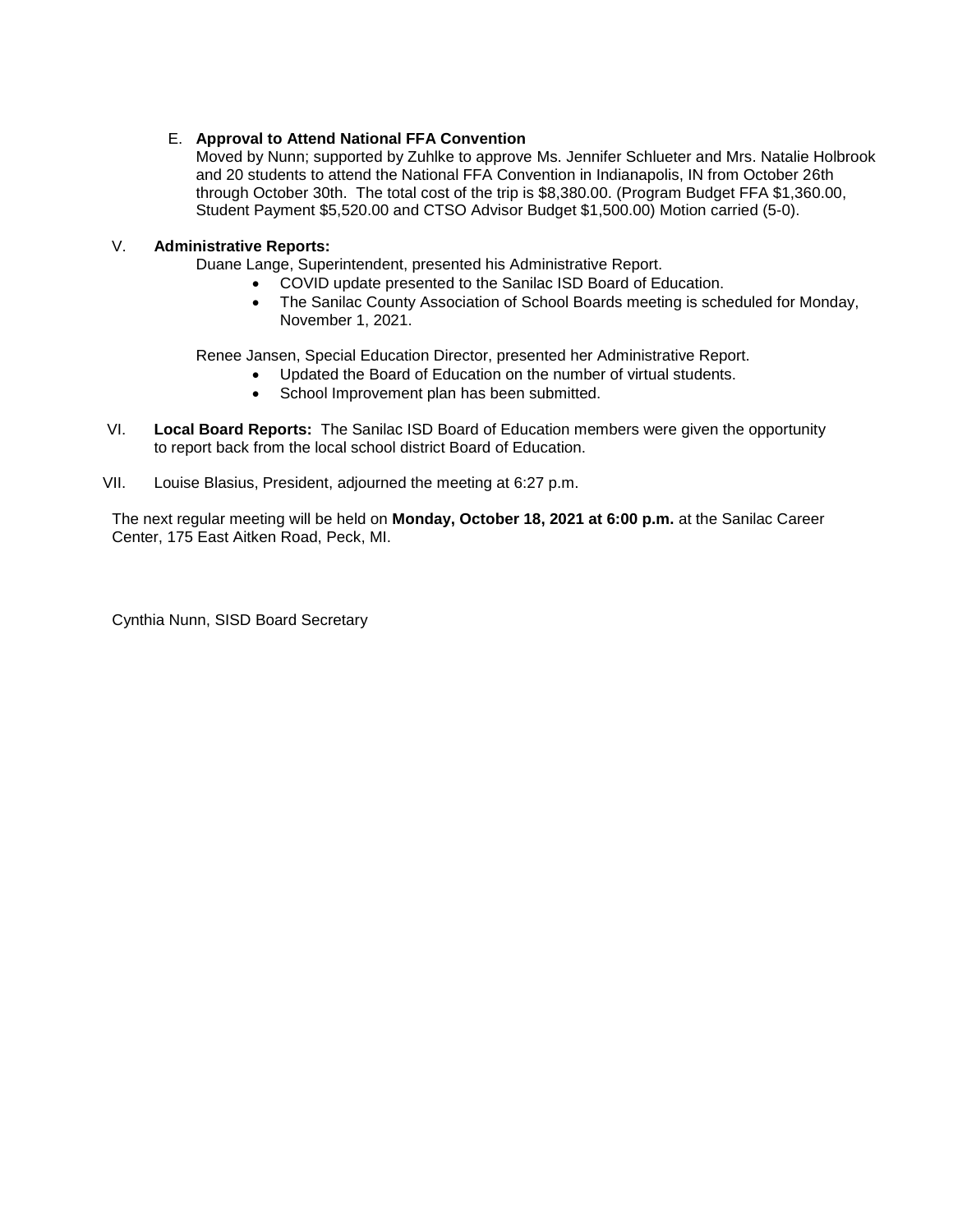E. **Approval to Attend National FFA Convention**
Moved by Nunn; supported by Zuhlke to approve Ms. Jennifer Schlueter and Mrs. Natalie Holbrook and 20 students to attend the National FFA Convention in Indianapolis, IN from October 26th through October 30th. The total cost of the trip is $8,380.00. (Program Budget FFA $1,360.00, Student Payment $5,520.00 and CTSO Advisor Budget $1,500.00) Motion carried (5-0).

V. **Administrative Reports:**

Duane Lange, Superintendent, presented his Administrative Report.

- COVID update presented to the Sanilac ISD Board of Education.
- The Sanilac County Association of School Boards meeting is scheduled for Monday, November 1, 2021.

Renee Jansen, Special Education Director, presented her Administrative Report.

- Updated the Board of Education on the number of virtual students.
- School Improvement plan has been submitted.

VI. **Local Board Reports:** The Sanilac ISD Board of Education members were given the opportunity to report back from the local school district Board of Education.

VII. Louise Blasius, President, adjourned the meeting at 6:27 p.m.

The next regular meeting will be held on **Monday, October 18, 2021 at 6:00 p.m.** at the Sanilac Career Center, 175 East Aitken Road, Peck, MI.

Cynthia Nunn, SISD Board Secretary